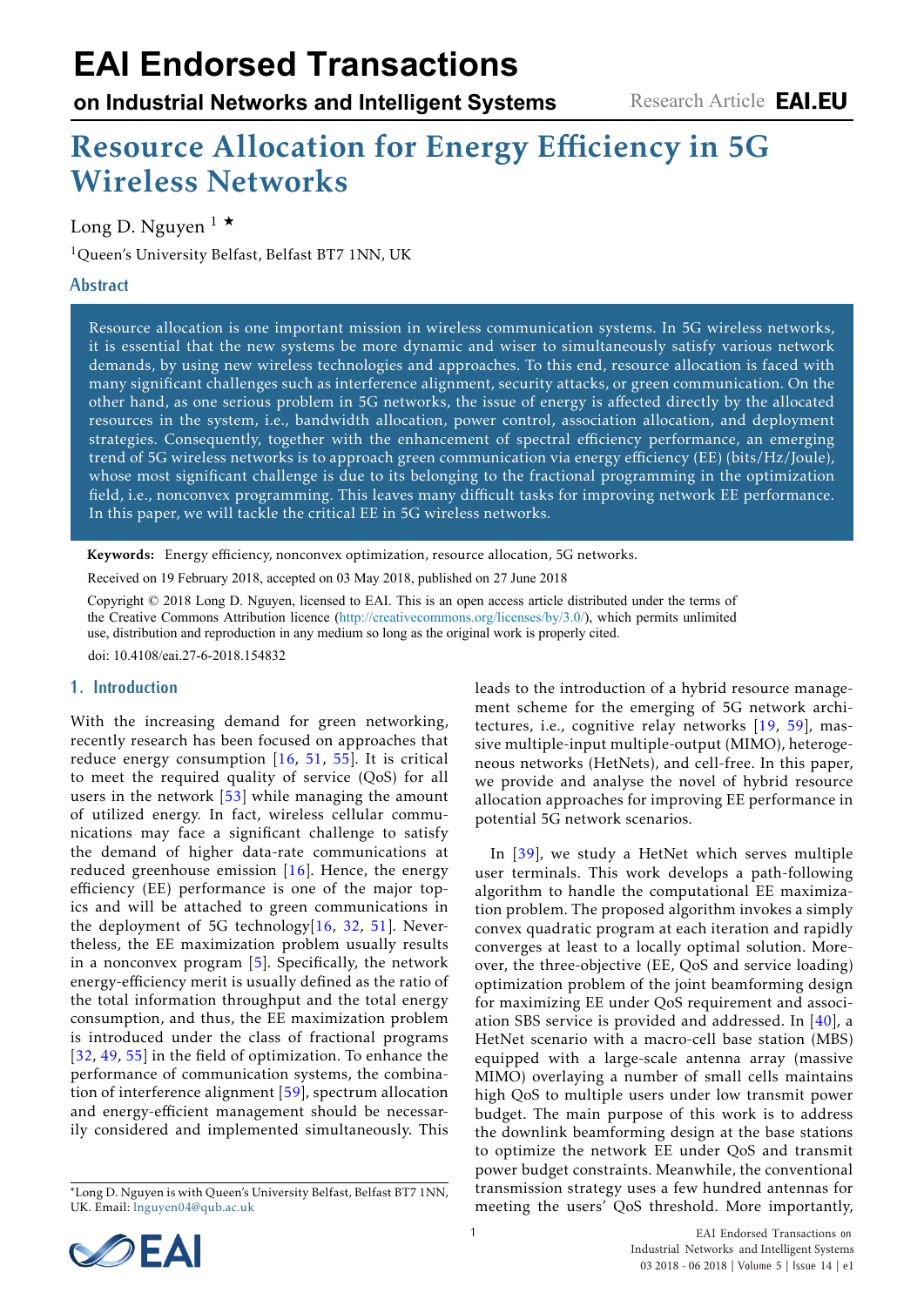# Resource Allocation for Energy Efficiency in 5G Wireless Networks

Long D. Nguyen [1] ⋆

[1]Queen's University Belfast, Belfast BT7 1NN, UK

## Abstract

Resource allocation is one important mission in wireless communication systems. In 5G wireless networks, it is essential that the new systems be more dynamic and wiser to simultaneously satisfy various network demands, by using new wireless technologies and approaches. To this end, resource allocation is faced with many significant challenges such as interference alignment, security attacks, or green communication. On the other hand, as one serious problem in 5G networks, the issue of energy is affected directly by the allocated resources in the system, i.e., bandwidth allocation, power control, association allocation, and deployment strategies. Consequently, together with the enhancement of spectral efficiency performance, an emerging trend of 5G wireless networks is to approach green communication via energy efficiency (EE) (bits/Hz/Joule), whose most significant challenge is due to its belonging to the fractional programming in the optimization field, i.e., nonconvex programming. This leaves many difficult tasks for improving network EE performance. In this paper, we will tackle the critical EE in 5G wireless networks.

**Keywords:** Energy efficiency, nonconvex optimization, resource allocation, 5G networks.

Received on 19 February 2018, accepted on 03 May 2018, published on 27 June 2018

Copyright © 2018 Long D. Nguyen, licensed to EAI. This is an open access article distributed under the terms of the Creative Commons Attribution licence (http://creativecommons.org/licenses/by/3.0/), which permits unlimited use, distribution and reproduction in any medium so long as the original work is properly cited.

doi: 10.4108/eai.27-6-2018.154832

## 1. Introduction

With the increasing demand for green networking, recently research has been focused on approaches that reduce energy consumption [16, 51, 55]. It is critical to meet the required quality of service (QoS) for all users in the network [53] while managing the amount of utilized energy. In fact, wireless cellular communications may face a significant challenge to satisfy the demand of higher data-rate communications at reduced greenhouse emission [16]. Hence, the energy efficiency (EE) performance is one of the major topics and will be attached to green communications in the deployment of 5G technology[16, 32, 51]. Nevertheless, the EE maximization problem usually results in a nonconvex program [5]. Specifically, the network energy-efficiency merit is usually defined as the ratio of the total information throughput and the total energy consumption, and thus, the EE maximization problem is introduced under the class of fractional programs [32, 49, 55] in the field of optimization. To enhance the performance of communication systems, the combination of interference alignment [59], spectrum allocation and energy-efficient management should be necessarily considered and implemented simultaneously. This leads to the introduction of a hybrid resource management scheme for the emerging of 5G network architectures, i.e., cognitive relay networks [19, 59], massive multiple-input multiple-output (MIMO), heterogeneous networks (HetNets), and cell-free. In this paper, we provide and analyse the novel of hybrid resource allocation approaches for improving EE performance in potential 5G network scenarios.

In [39], we study a HetNet which serves multiple user terminals. This work develops a path-following algorithm to handle the computational EE maximization problem. The proposed algorithm invokes a simply convex quadratic program at each iteration and rapidly converges at least to a locally optimal solution. Moreover, the three-objective (EE, QoS and service loading) optimization problem of the joint beamforming design for maximizing EE under QoS requirement and association SBS service is provided and addressed. In [40], a HetNet scenario with a macro-cell base station (MBS) equipped with a large-scale antenna array (massive MIMO) overlaying a number of small cells maintains high QoS to multiple users under low transmit power budget. The main purpose of this work is to address the downlink beamforming design at the base stations to optimize the network EE under QoS and transmit power budget constraints. Meanwhile, the conventional transmission strategy uses a few hundred antennas for meeting the users' QoS threshold. More importantly,

⋆Long D. Nguyen is with Queen's University Belfast, Belfast BT7 1NN, UK. Email: lnguyen04@qub.ac.uk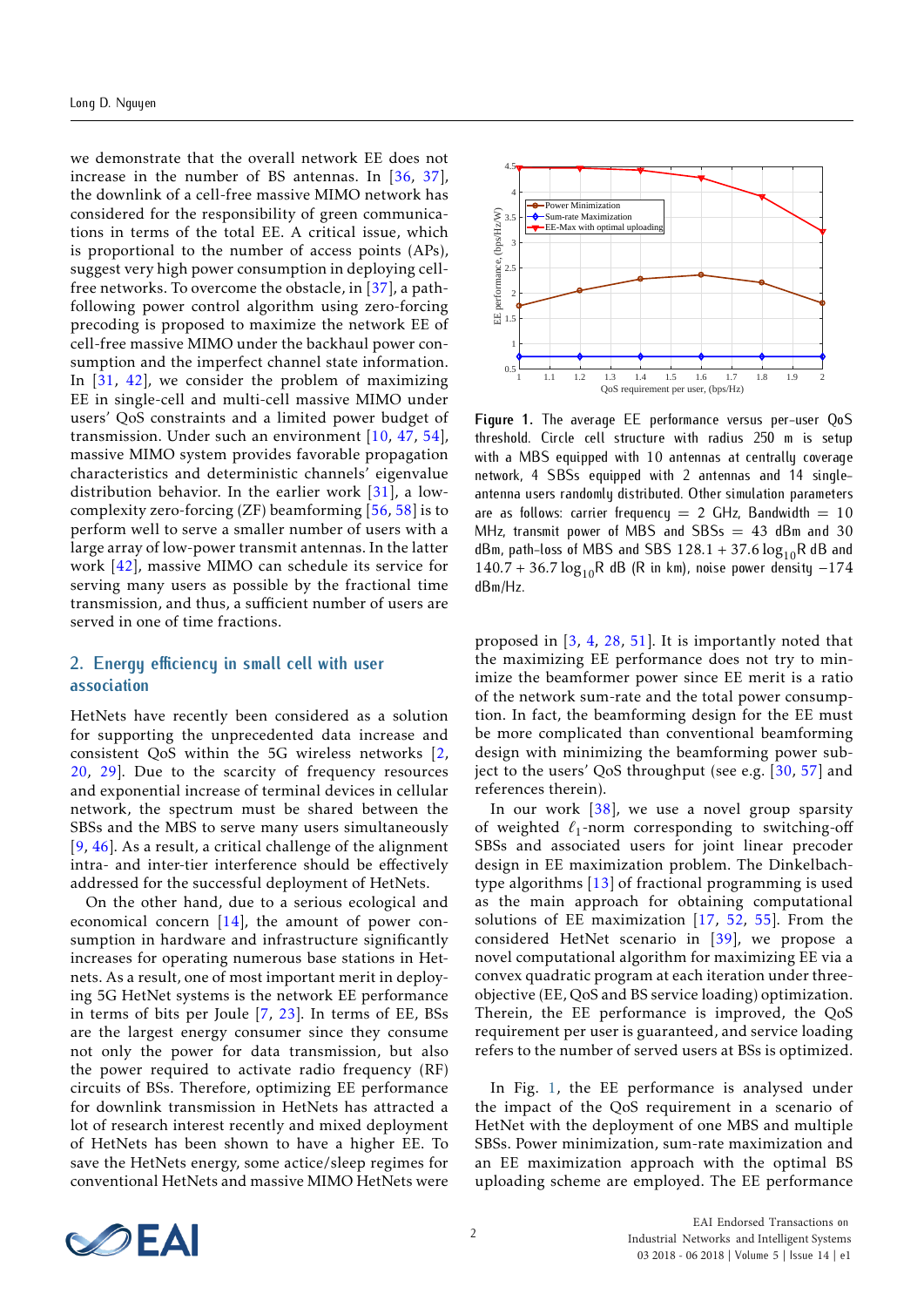we demonstrate that the overall network EE does not increase in the number of BS antennas. In [36, 37], the downlink of a cell-free massive MIMO network has considered for the responsibility of green communications in terms of the total EE. A critical issue, which is proportional to the number of access points (APs), suggest very high power consumption in deploying cell-free networks. To overcome the obstacle, in [37], a path-following power control algorithm using zero-forcing precoding is proposed to maximize the network EE of cell-free massive MIMO under the backhaul power consumption and the imperfect channel state information. In [31, 42], we consider the problem of maximizing EE in single-cell and multi-cell massive MIMO under users' QoS constraints and a limited power budget of transmission. Under such an environment [10, 47, 54], massive MIMO system provides favorable propagation characteristics and deterministic channels' eigenvalue distribution behavior. In the earlier work [31], a low-complexity zero-forcing (ZF) beamforming [56, 58] is to perform well to serve a smaller number of users with a large array of low-power transmit antennas. In the latter work [42], massive MIMO can schedule its service for serving many users as possible by the fractional time transmission, and thus, a sufficient number of users are served in one of time fractions.

## 2. Energy efficiency in small cell with user association

HetNets have recently been considered as a solution for supporting the unprecedented data increase and consistent QoS within the 5G wireless networks [2, 20, 29]. Due to the scarcity of frequency resources and exponential increase of terminal devices in cellular network, the spectrum must be shared between the SBSs and the MBS to serve many users simultaneously [9, 46]. As a result, a critical challenge of the alignment intra- and inter-tier interference should be effectively addressed for the successful deployment of HetNets.

On the other hand, due to a serious ecological and economical concern [14], the amount of power consumption in hardware and infrastructure significantly increases for operating numerous base stations in Hetnets. As a result, one of most important merit in deploying 5G HetNet systems is the network EE performance in terms of bits per Joule [7, 23]. In terms of EE, BSs are the largest energy consumer since they consume not only the power for data transmission, but also the power required to activate radio frequency (RF) circuits of BSs. Therefore, optimizing EE performance for downlink transmission in HetNets has attracted a lot of research interest recently and mixed deployment of HetNets has been shown to have a higher EE. To save the HetNets energy, some actice/sleep regimes for conventional HetNets and massive MIMO HetNets were proposed in [3, 4, 28, 51]. It is importantly noted that the maximizing EE performance does not try to minimize the beamformer power since EE merit is a ratio of the network sum-rate and the total power consumption. In fact, the beamforming design for the EE must be more complicated than conventional beamforming design with minimizing the beamforming power subject to the users' QoS throughput (see e.g. [30, 57] and references therein).

In our work [38], we use a novel group sparsity of weighted $\ell_1$-norm corresponding to switching-off SBSs and associated users for joint linear precoder design in EE maximization problem. The Dinkelbach-type algorithms [13] of fractional programming is used as the main approach for obtaining computational solutions of EE maximization [17, 52, 55]. From the considered HetNet scenario in [39], we propose a novel computational algorithm for maximizing EE via a convex quadratic program at each iteration under three-objective (EE, QoS and BS service loading) optimization. Therein, the EE performance is improved, the QoS requirement per user is guaranteed, and service loading refers to the number of served users at BSs is optimized.

**Figure 1.** The average EE performance versus per-user QoS threshold. Circle cell structure with radius 250 m is setup with a MBS equipped with 10 antennas at centrally coverage network, 4 SBSs equipped with 2 antennas and 14 single-antenna users randomly distributed. Other simulation parameters are as follows: carrier frequency = 2 GHz, Bandwidth = 10 MHz, transmit power of MBS and SBSs = 43 dBm and 30 dBm, path-loss of MBS and SBS $128.1 + 37.6 \log_{10} R$ dB and $140.7 + 36.7 \log_{10} R$ dB (R in km), noise power density $-174$ dBm/Hz.

In Fig. 1, the EE performance is analysed under the impact of the QoS requirement in a scenario of HetNet with the deployment of one MBS and multiple SBSs. Power minimization, sum-rate maximization and an EE maximization approach with the optimal BS uploading scheme are employed. The EE performance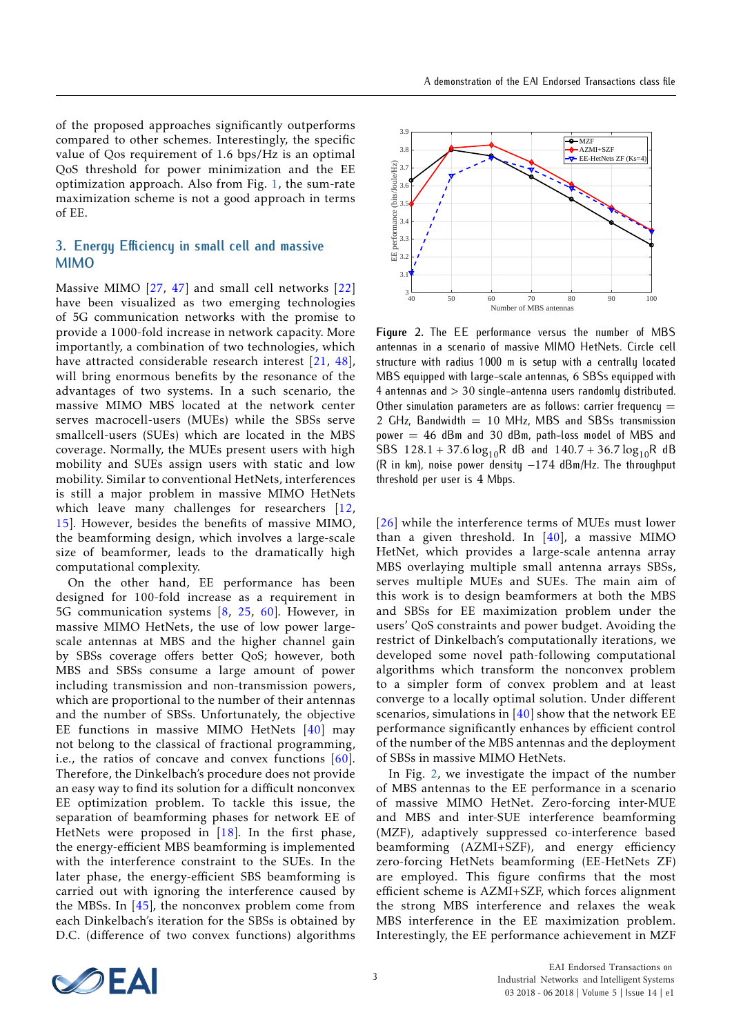of the proposed approaches significantly outperforms compared to other schemes. Interestingly, the specific value of Qos requirement of 1.6 bps/Hz is an optimal QoS threshold for power minimization and the EE optimization approach. Also from Fig. 1, the sum-rate maximization scheme is not a good approach in terms of EE.

## 3. Energy Efficiency in small cell and massive MIMO

Massive MIMO [27, 47] and small cell networks [22] have been visualized as two emerging technologies of 5G communication networks with the promise to provide a 1000-fold increase in network capacity. More importantly, a combination of two technologies, which have attracted considerable research interest [21, 48], will bring enormous benefits by the resonance of the advantages of two systems. In a such scenario, the massive MIMO MBS located at the network center serves macrocell-users (MUEs) while the SBSs serve smallcell-users (SUEs) which are located in the MBS coverage. Normally, the MUEs present users with high mobility and SUEs assign users with static and low mobility. Similar to conventional HetNets, interferences is still a major problem in massive MIMO HetNets which leave many challenges for researchers [12, 15]. However, besides the benefits of massive MIMO, the beamforming design, which involves a large-scale size of beamformer, leads to the dramatically high computational complexity.

On the other hand, EE performance has been designed for 100-fold increase as a requirement in 5G communication systems [8, 25, 60]. However, in massive MIMO HetNets, the use of low power large-scale antennas at MBS and the higher channel gain by SBSs coverage offers better QoS; however, both MBS and SBSs consume a large amount of power including transmission and non-transmission powers, which are proportional to the number of their antennas and the number of SBSs. Unfortunately, the objective EE functions in massive MIMO HetNets [40] may not belong to the classical of fractional programming, i.e., the ratios of concave and convex functions [60]. Therefore, the Dinkelbach's procedure does not provide an easy way to find its solution for a difficult nonconvex EE optimization problem. To tackle this issue, the separation of beamforming phases for network EE of HetNets were proposed in [18]. In the first phase, the energy-efficient MBS beamforming is implemented with the interference constraint to the SUEs. In the later phase, the energy-efficient SBS beamforming is carried out with ignoring the interference caused by the MBSs. In [45], the nonconvex problem come from each Dinkelbach's iteration for the SBSs is obtained by D.C. (difference of two convex functions) algorithms [26] while the interference terms of MUEs must lower than a given threshold. In [40], a massive MIMO HetNet, which provides a large-scale antenna array MBS overlaying multiple small antenna arrays SBSs, serves multiple MUEs and SUEs. The main aim of this work is to design beamformers at both the MBS and SBSs for EE maximization problem under the users' QoS constraints and power budget. Avoiding the restrict of Dinkelbach's computationally iterations, we developed some novel path-following computational algorithms which transform the nonconvex problem to a simpler form of convex problem and at least converge to a locally optimal solution. Under different scenarios, simulations in [40] show that the network EE performance significantly enhances by efficient control of the number of the MBS antennas and the deployment of SBSs in massive MIMO HetNets.

**Figure 2.** The EE performance versus the number of MBS antennas in a scenario of massive MIMO HetNets. Circle cell structure with radius 1000 m is setup with a centrally located MBS equipped with large-scale antennas, 6 SBSs equipped with 4 antennas and > 30 single-antenna users randomly distributed. Other simulation parameters are as follows: carrier frequency = 2 GHz, Bandwidth = 10 MHz, MBS and SBSs transmission power = 46 dBm and 30 dBm, path-loss model of MBS and SBS $128.1 + 37.6 \log_{10} R$ dB and $140.7 + 36.7 \log_{10} R$ dB ($R$ in km), noise power density $-174$ dBm/Hz. The throughput threshold per user is 4 Mbps.

In Fig. 2, we investigate the impact of the number of MBS antennas to the EE performance in a scenario of massive MIMO HetNet. Zero-forcing inter-MUE and MBS and inter-SUE interference beamforming (MZF), adaptively suppressed co-interference based beamforming (AZMI+SZF), and energy efficiency zero-forcing HetNets beamforming (EE-HetNets ZF) are employed. This figure confirms that the most efficient scheme is AZMI+SZF, which forces alignment the strong MBS interference and relaxes the weak MBS interference in the EE maximization problem. Interestingly, the EE performance achievement in MZF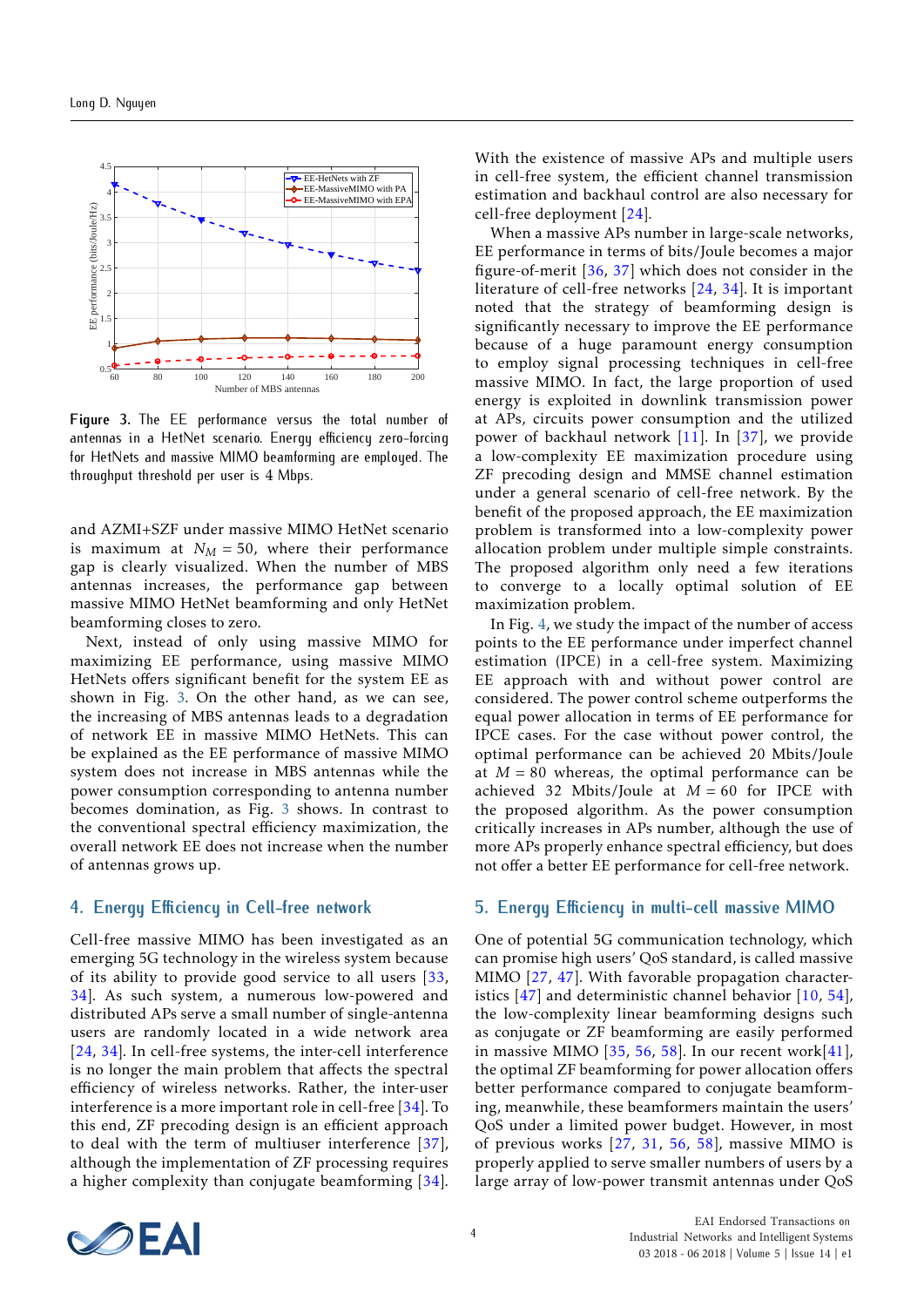Figure 3. The EE performance versus the total number of antennas in a HetNet scenario. Energy efficiency zero-forcing for HetNets and massive MIMO beamforming are employed. The throughput threshold per user is 4 Mbps.

and AZMI+SZF under massive MIMO HetNet scenario is maximum at $N_M = 50$, where their performance gap is clearly visualized. When the number of MBS antennas increases, the performance gap between massive MIMO HetNet beamforming and only HetNet beamforming closes to zero.

Next, instead of only using massive MIMO for maximizing EE performance, using massive MIMO HetNets offers significant benefit for the system EE as shown in Fig. 3. On the other hand, as we can see, the increasing of MBS antennas leads to a degradation in terms of network EE in massive MIMO HetNets. This can be explained as the EE performance of massive MIMO system does not increase in MBS antennas while the power consumption corresponding to antenna number becomes domination, as Fig. 3 shows. In contrast to the conventional spectral efficiency maximization, the overall network EE does not increase when the number of antennas grows up.

## 4. Energy Efficiency in Cell-free network

Cell-free massive MIMO has been investigated as an emerging 5G technology in the wireless system because of its ability to provide good service to all users [33, 34]. As such system, a numerous low-powered and distributed APs serve a small number of single-antenna users are randomly located in a wide network area [24, 34]. In cell-free systems, the inter-cell interference is no longer the main problem that affects the spectral efficiency of wireless networks. Rather, the inter-user interference is a more important role in cell-free [34]. To this end, ZF precoding design is an efficient approach to deal with the term of multiuser interference [37], although the implementation of ZF processing requires a higher complexity than conjugate beamforming [34]. With the existence of massive APs and multiple users in cell-free system, the efficient channel transmission estimation and backhaul control are also necessary for cell-free deployment [24].

When a massive APs number in large-scale networks, EE performance in terms of bits/Joule becomes a major figure-of-merit [36, 37] which does not consider in the literature of cell-free networks [24, 34]. It is important noted that the strategy of beamforming design is significantly necessary to improve the EE performance because of a huge paramount energy consumption to employ signal processing techniques in cell-free massive MIMO. In fact, the large proportion of used energy is exploited in downlink transmission power at APs, circuits power consumption and the utilized power of backhaul network [11]. In [37], we provide a low-complexity EE maximization procedure using ZF precoding design and MMSE channel estimation under a general scenario of cell-free network. By the benefit of the proposed approach, the EE maximization problem is transformed into a low-complexity power allocation problem under multiple simple constraints. The proposed algorithm only need a few iterations to converge to a locally optimal solution of EE maximization problem.

In Fig. 4, we study the impact of the number of access points to the EE performance under imperfect channel estimation (IPCE) in a cell-free system. Maximizing EE approach with and without power control are considered. The power control scheme outperforms the equal power allocation in terms of EE performance for IPCE cases. For the case without power control, the optimal performance can be achieved 20 Mbits/Joule at $M = 80$ whereas, the optimal performance can be achieved 32 Mbits/Joule at $M = 60$ for IPCE with the proposed algorithm. As the power consumption critically increases in APs number, although the use of more APs properly enhance spectral efficiency, but does not offer a better EE performance for cell-free network.

## 5. Energy Efficiency in multi-cell massive MIMO

One of potential 5G communication technology, which can promise high users' QoS standard, is called massive MIMO [27, 47]. With favorable propagation characteristics [47] and deterministic channel behavior [10, 54], the low-complexity linear beamforming designs such as conjugate or ZF beamforming are easily performed in massive MIMO [35, 56, 58]. In our recent work[41], the optimal ZF beamforming for power allocation offers better performance compared to conjugate beamforming, meanwhile, these beamformers maintain the users' QoS under a limited power budget. However, in most of previous works [27, 31, 56, 58], massive MIMO is properly applied to serve smaller numbers of users by a large array of low-power transmit antennas under QoS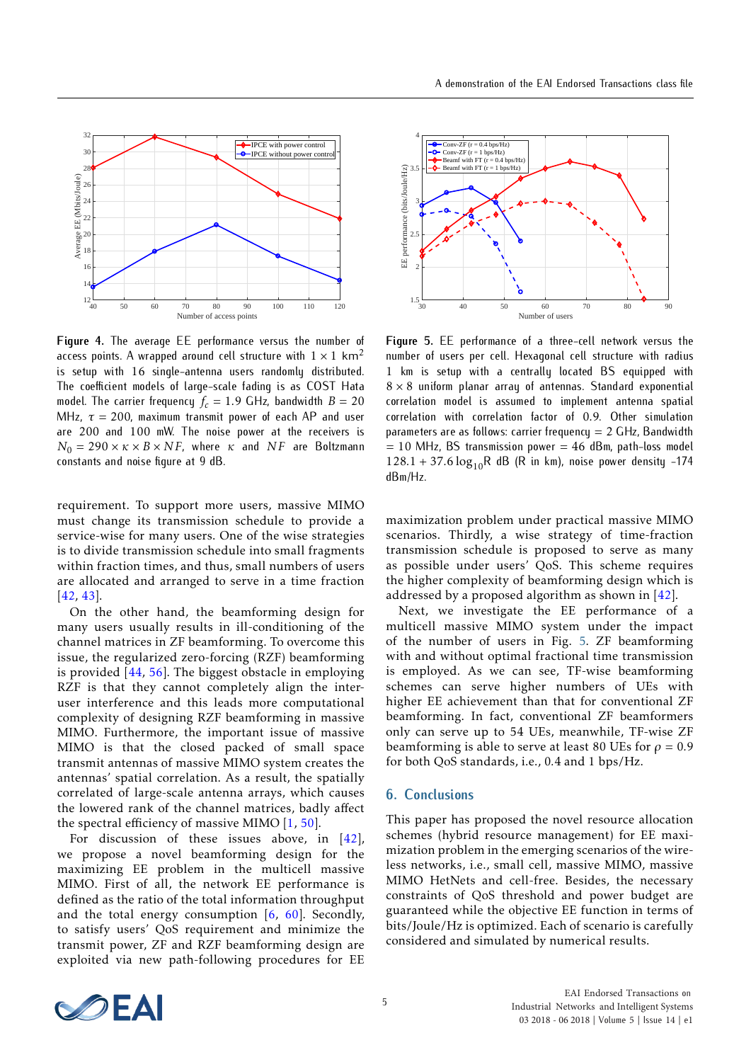**Figure 4.** The average EE performance versus the number of access points. A wrapped around cell structure with $1 \times 1$ km$^2$ is setup with 16 single-antenna users randomly distributed. The coefficient models of large-scale fading is as COST Hata model. The carrier frequency $f_c = 1.9$ GHz, bandwidth $B = 20$ MHz, $\tau = 200$, maximum transmit power of each AP and user are 200 and 100 mW. The noise power at the receivers is $N_0 = 290 \times \kappa \times B \times NF$, where $\kappa$ and $NF$ are Boltzmann constants and noise figure at 9 dB.

**Figure 5.** EE performance of a three-cell network versus the number of users per cell. Hexagonal cell structure with radius 1 km is setup with a centrally located BS equipped with $8 \times 8$ uniform planar array of antennas. Standard exponential correlation model is assumed to implement antenna spatial correlation with correlation factor of 0.9. Other simulation parameters are as follows: carrier frequency = 2 GHz, Bandwidth = 10 MHz, BS transmission power = 46 dBm, path-loss model $128.1 + 37.6 \log_{10} R$ dB (R in km), noise power density -174 dBm/Hz.

requirement. To support more users, massive MIMO must change its transmission schedule to provide a service-wise for many users. One of the wise strategies is to divide transmission schedule into small fragments within fraction times, and thus, small numbers of users are allocated and arranged to serve in a time fraction [42, 43].

On the other hand, the beamforming design for many users usually results in ill-conditioning of the channel matrices in ZF beamforming. To overcome this issue, the regularized zero-forcing (RZF) beamforming is provided [44, 56]. The biggest obstacle in employing RZF is that they cannot completely align the inter-user interference and this leads more computational complexity of designing RZF beamforming in massive MIMO. Furthermore, the important issue of massive MIMO is that the closed packed of small space transmit antennas of massive MIMO system creates the antennas' spatial correlation. As a result, the spatially correlated of large-scale antenna arrays, which causes the lowered rank of the channel matrices, badly affect the spectral efficiency of massive MIMO [1, 50].

For discussion of these issues above, in [42], we propose a novel beamforming design for the maximizing EE problem in the multicell massive MIMO. First of all, the network EE performance is defined as the ratio of the total information throughput and the total energy consumption [6, 60]. Secondly, to satisfy users' QoS requirement and minimize the transmit power, ZF and RZF beamforming design are exploited via new path-following procedures for EE maximization problem under practical massive MIMO scenarios. Thirdly, a wise strategy of time-fraction transmission schedule is proposed to serve as many as possible under users' QoS. This scheme requires the higher complexity of beamforming design which is addressed by a proposed algorithm as shown in [42].

Next, we investigate the EE performance of a multicell massive MIMO system under the impact of the number of users in Fig. 5. ZF beamforming with and without optimal fractional time transmission is employed. As we can see, TF-wise beamforming schemes can serve higher numbers of UEs with higher EE achievement than that for conventional ZF beamforming. In fact, conventional ZF beamformers only can serve up to 54 UEs, meanwhile, TF-wise ZF beamforming is able to serve at least 80 UEs for $\rho = 0.9$ for both QoS standards, i.e., 0.4 and 1 bps/Hz.

## 6. Conclusions

This paper has proposed the novel resource allocation schemes (hybrid resource management) for EE maximization problem in the emerging scenarios of the wireless networks, i.e., small cell, massive MIMO, massive MIMO HetNets and cell-free. Besides, the necessary constraints of QoS threshold and power budget are guaranteed while the objective EE function in terms of bits/Joule/Hz is optimized. Each of scenario is carefully considered and simulated by numerical results.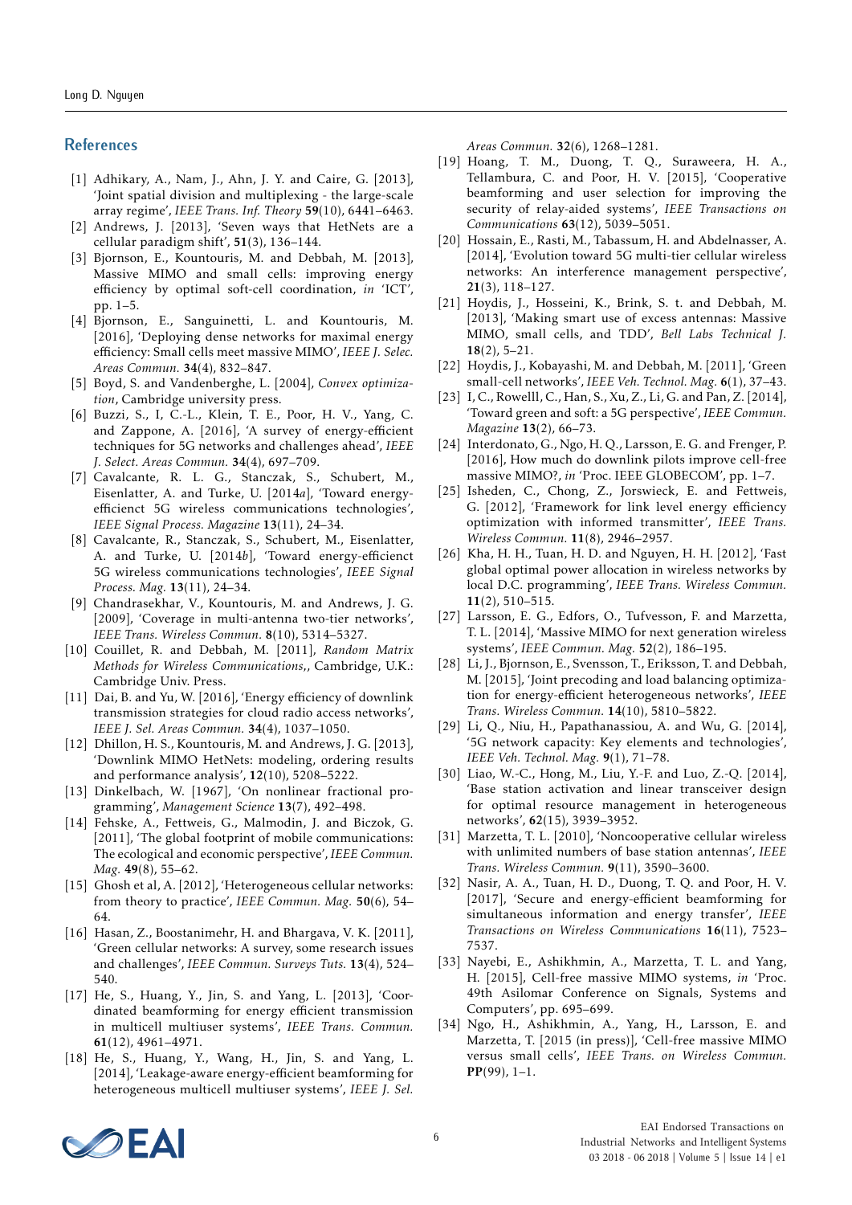## References

[1] Adhikary, A., Nam, J., Ahn, J. Y. and Caire, G. [2013], 'Joint spatial division and multiplexing - the large-scale array regime', *IEEE Trans. Inf. Theory* **59**(10), 6441–6463.

[2] Andrews, J. [2013], 'Seven ways that HetNets are a cellular paradigm shift', **51**(3), 136–144.

[3] Bjornson, E., Kountouris, M. and Debbah, M. [2013], Massive MIMO and small cells: improving energy efficiency by optimal soft-cell coordination, *in* 'ICT', pp. 1–5.

[4] Bjornson, E., Sanguinetti, L. and Kountouris, M. [2016], 'Deploying dense networks for maximal energy efficiency: Small cells meet massive MIMO', *IEEE J. Selec. Areas Commun.* **34**(4), 832–847.

[5] Boyd, S. and Vandenberghe, L. [2004], *Convex optimization*, Cambridge university press.

[6] Buzzi, S., I, C.-L., Klein, T. E., Poor, H. V., Yang, C. and Zappone, A. [2016], 'A survey of energy-efficient techniques for 5G networks and challenges ahead', *IEEE J. Select. Areas Commun.* **34**(4), 697–709.

[7] Cavalcante, R. L. G., Stanczak, S., Schubert, M., Eisenlatter, A. and Turke, U. [2014*a*], 'Toward energy-efficient 5G wireless communications technologies', *IEEE Signal Process. Magazine* **13**(11), 24–34.

[8] Cavalcante, R., Stanczak, S., Schubert, M., Eisenlatter, A. and Turke, U. [2014*b*], 'Toward energy-efficient 5G wireless communications technologies', *IEEE Signal Process. Mag.* **13**(11), 24–34.

[9] Chandrasekhar, V., Kountouris, M. and Andrews, J. G. [2009], 'Coverage in multi-antenna two-tier networks', *IEEE Trans. Wireless Commun.* **8**(10), 5314–5327.

[10] Couillet, R. and Debbah, M. [2011], *Random Matrix Methods for Wireless Communications,*, Cambridge, U.K.: Cambridge Univ. Press.

[11] Dai, B. and Yu, W. [2016], 'Energy efficiency of downlink transmission strategies for cloud radio access networks', *IEEE J. Sel. Areas Commun.* **34**(4), 1037–1050.

[12] Dhillon, H. S., Kountouris, M. and Andrews, J. G. [2013], 'Downlink MIMO HetNets: modeling, ordering results and performance analysis', **12**(10), 5208–5222.

[13] Dinkelbach, W. [1967], 'On nonlinear fractional programming', *Management Science* **13**(7), 492–498.

[14] Fehske, A., Fettweis, G., Malmodin, J. and Biczok, G. [2011], 'The global footprint of mobile communications: The ecological and economic perspective', *IEEE Commun. Mag.* **49**(8), 55–62.

[15] Ghosh et al, A. [2012], 'Heterogeneous cellular networks: from theory to practice', *IEEE Commun. Mag.* **50**(6), 54–64.

[16] Hasan, Z., Boostanimehr, H. and Bhargava, V. K. [2011], 'Green cellular networks: A survey, some research issues and challenges', *IEEE Commun. Surveys Tuts.* **13**(4), 524–540.

[17] He, S., Huang, Y., Jin, S. and Yang, L. [2013], 'Coordinated beamforming for energy efficient transmission in multicell multiuser systems', *IEEE Trans. Commun.* **61**(12), 4961–4971.

[18] He, S., Huang, Y., Wang, H., Jin, S. and Yang, L. [2014], 'Leakage-aware energy-efficient beamforming for heterogeneous multicell multiuser systems', *IEEE J. Sel. Areas Commun.* **32**(6), 1268–1281.

[19] Hoang, T. M., Duong, T. Q., Suraweera, H. A., Tellambura, C. and Poor, H. V. [2015], 'Cooperative beamforming and user selection for improving the security of relay-aided systems', *IEEE Transactions on Communications* **63**(12), 5039–5051.

[20] Hossain, E., Rasti, M., Tabassum, H. and Abdelnasser, A. [2014], 'Evolution toward 5G multi-tier cellular wireless networks: An interference management perspective', **21**(3), 118–127.

[21] Hoydis, J., Hosseini, K., Brink, S. t. and Debbah, M. [2013], 'Making smart use of excess antennas: Massive MIMO, small cells, and TDD', *Bell Labs Technical J.* **18**(2), 5–21.

[22] Hoydis, J., Kobayashi, M. and Debbah, M. [2011], 'Green small-cell networks', *IEEE Veh. Technol. Mag.* **6**(1), 37–43.

[23] I, C., Rowelll, C., Han, S., Xu, Z., Li, G. and Pan, Z. [2014], 'Toward green and soft: a 5G perspective', *IEEE Commun. Magazine* **13**(2), 66–73.

[24] Interdonato, G., Ngo, H. Q., Larsson, E. G. and Frenger, P. [2016], How much do downlink pilots improve cell-free massive MIMO?, *in* 'Proc. IEEE GLOBECOM', pp. 1–7.

[25] Isheden, C., Chong, Z., Jorswieck, E. and Fettweis, G. [2012], 'Framework for link level energy efficiency optimization with informed transmitter', *IEEE Trans. Wireless Commun.* **11**(8), 2946–2957.

[26] Kha, H. H., Tuan, H. D. and Nguyen, H. H. [2012], 'Fast global optimal power allocation in wireless networks by local D.C. programming', *IEEE Trans. Wireless Commun.* **11**(2), 510–515.

[27] Larsson, E. G., Edfors, O., Tufvesson, F. and Marzetta, T. L. [2014], 'Massive MIMO for next generation wireless systems', *IEEE Commun. Mag.* **52**(2), 186–195.

[28] Li, J., Bjornson, E., Svensson, T., Eriksson, T. and Debbah, M. [2015], 'Joint precoding and load balancing optimization for energy-efficient heterogeneous networks', *IEEE Trans. Wireless Commun.* **14**(10), 5810–5822.

[29] Li, Q., Niu, H., Papathanassiou, A. and Wu, G. [2014], '5G network capacity: Key elements and technologies', *IEEE Veh. Technol. Mag.* **9**(1), 71–78.

[30] Liao, W.-C., Hong, M., Liu, Y.-F. and Luo, Z.-Q. [2014], 'Base station activation and linear transceiver design for optimal resource management in heterogeneous networks', **62**(15), 3939–3952.

[31] Marzetta, T. L. [2010], 'Noncooperative cellular wireless with unlimited numbers of base station antennas', *IEEE Trans. Wireless Commun.* **9**(11), 3590–3600.

[32] Nasir, A. A., Tuan, H. D., Duong, T. Q. and Poor, H. V. [2017], 'Secure and energy-efficient beamforming for simultaneous information and energy transfer', *IEEE Transactions on Wireless Communications* **16**(11), 7523–7537.

[33] Nayebi, E., Ashikhmin, A., Marzetta, T. L. and Yang, H. [2015], Cell-free massive MIMO systems, *in* 'Proc. 49th Asilomar Conference on Signals, Systems and Computers', pp. 695–699.

[34] Ngo, H., Ashikhmin, A., Yang, H., Larsson, E. and Marzetta, T. [2015 (in press)], 'Cell-free massive MIMO versus small cells', *IEEE Trans. on Wireless Commun.* **PP**(99), 1–1.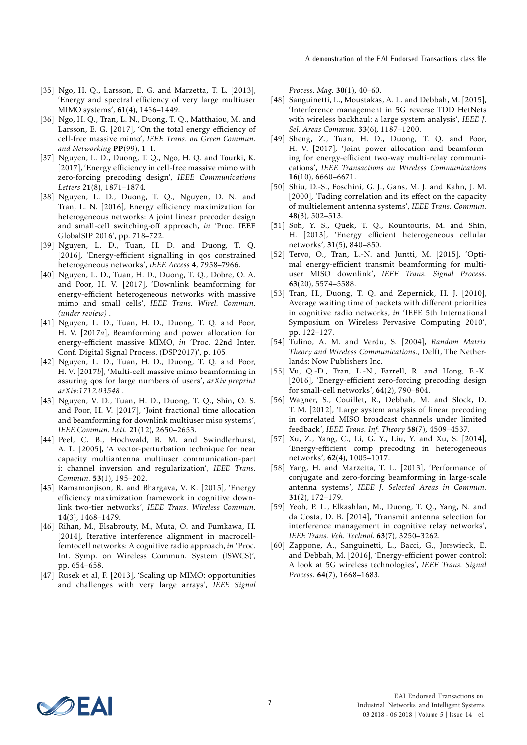[35] Ngo, H. Q., Larsson, E. G. and Marzetta, T. L. [2013], 'Energy and spectral efficiency of very large multiuser MIMO systems', **61**(4), 1436–1449.

[36] Ngo, H. Q., Tran, L. N., Duong, T. Q., Matthaiou, M. and Larsson, E. G. [2017], 'On the total energy efficiency of cell-free massive mimo', *IEEE Trans. on Green Commun. and Networking* **PP**(99), 1–1.

[37] Nguyen, L. D., Duong, T. Q., Ngo, H. Q. and Tourki, K. [2017], 'Energy efficiency in cell-free massive mimo with zero-forcing precoding design', *IEEE Communications Letters* **21**(8), 1871–1874.

[38] Nguyen, L. D., Duong, T. Q., Nguyen, D. N. and Tran, L. N. [2016], Energy efficiency maximization for heterogeneous networks: A joint linear precoder design and small-cell switching-off approach, *in* 'Proc. IEEE GlobalSIP 2016', pp. 718–722.

[39] Nguyen, L. D., Tuan, H. D. and Duong, T. Q. [2016], 'Energy-efficient signalling in qos constrained heterogeneous networks', *IEEE Access* **4**, 7958–7966.

[40] Nguyen, L. D., Tuan, H. D., Duong, T. Q., Dobre, O. A. and Poor, H. V. [2017], 'Downlink beamforming for energy-efficient heterogeneous networks with massive mimo and small cells', *IEEE Trans. Wirel. Commun. (under review)* .

[41] Nguyen, L. D., Tuan, H. D., Duong, T. Q. and Poor, H. V. [2017*a*], Beamforming and power allocation for energy-efficient massive MIMO, *in* 'Proc. 22nd Inter. Conf. Digital Signal Process. (DSP2017)', p. 105.

[42] Nguyen, L. D., Tuan, H. D., Duong, T. Q. and Poor, H. V. [2017*b*], 'Multi-cell massive mimo beamforming in assuring qos for large numbers of users', *arXiv preprint arXiv:1712.03548* .

[43] Nguyen, V. D., Tuan, H. D., Duong, T. Q., Shin, O. S. and Poor, H. V. [2017], 'Joint fractional time allocation and beamforming for downlink multiuser miso systems', *IEEE Commun. Lett.* **21**(12), 2650–2653.

[44] Peel, C. B., Hochwald, B. M. and Swindlerhurst, A. L. [2005], 'A vector-perturbation technique for near capacity multiantenna multiuser communication-part i: channel inversion and regularization', *IEEE Trans. Commun.* **53**(1), 195–202.

[45] Ramamonjison, R. and Bhargava, V. K. [2015], 'Energy efficiency maximization framework in cognitive downlink two-tier networks', *IEEE Trans. Wireless Commun.* **14**(3), 1468–1479.

[46] Rihan, M., Elsabrouty, M., Muta, O. and Fumkawa, H. [2014], Iterative interference alignment in macrocell-femtocell networks: A cognitive radio approach, *in* 'Proc. Int. Symp. on Wireless Commun. System (ISWCS)', pp. 654–658.

[47] Rusek et al, F. [2013], 'Scaling up MIMO: opportunities and challenges with very large arrays', *IEEE Signal Process. Mag.* **30**(1), 40–60.

[48] Sanguinetti, L., Moustakas, A. L. and Debbah, M. [2015], 'Interference management in 5G reverse TDD HetNets with wireless backhaul: a large system analysis', *IEEE J. Sel. Areas Commun.* **33**(6), 1187–1200.

[49] Sheng, Z., Tuan, H. D., Duong, T. Q. and Poor, H. V. [2017], 'Joint power allocation and beamforming for energy-efficient two-way multi-relay communications', *IEEE Transactions on Wireless Communications* **16**(10), 6660–6671.

[50] Shiu, D.-S., Foschini, G. J., Gans, M. J. and Kahn, J. M. [2000], 'Fading correlation and its effect on the capacity of multielement antenna systems', *IEEE Trans. Commun.* **48**(3), 502–513.

[51] Soh, Y. S., Quek, T. Q., Kountouris, M. and Shin, H. [2013], 'Energy efficient heterogeneous cellular networks', **31**(5), 840–850.

[52] Tervo, O., Tran, L.-N. and Juntti, M. [2015], 'Optimal energy-efficient transmit beamforming for multi-user MISO downlink', *IEEE Trans. Signal Process.* **63**(20), 5574–5588.

[53] Tran, H., Duong, T. Q. and Zepernick, H. J. [2010], Average waiting time of packets with different priorities in cognitive radio networks, *in* 'IEEE 5th International Symposium on Wireless Pervasive Computing 2010', pp. 122–127.

[54] Tulino, A. M. and Verdu, S. [2004], *Random Matrix Theory and Wireless Communications.*, Delft, The Netherlands: Now Publishers Inc.

[55] Vu, Q.-D., Tran, L.-N., Farrell, R. and Hong, E.-K. [2016], 'Energy-efficient zero-forcing precoding design for small-cell networks', **64**(2), 790–804.

[56] Wagner, S., Couillet, R., Debbah, M. and Slock, D. T. M. [2012], 'Large system analysis of linear precoding in correlated MISO broadcast channels under limited feedback', *IEEE Trans. Inf. Theory* **58**(7), 4509–4537.

[57] Xu, Z., Yang, C., Li, G. Y., Liu, Y. and Xu, S. [2014], 'Energy-efficient comp precoding in heterogeneous networks', **62**(4), 1005–1017.

[58] Yang, H. and Marzetta, T. L. [2013], 'Performance of conjugate and zero-forcing beamforming in large-scale antenna systems', *IEEE J. Selected Areas in Commun.* **31**(2), 172–179.

[59] Yeoh, P. L., Elkashlan, M., Duong, T. Q., Yang, N. and da Costa, D. B. [2014], 'Transmit antenna selection for interference management in cognitive relay networks', *IEEE Trans. Veh. Technol.* **63**(7), 3250–3262.

[60] Zappone, A., Sanguinetti, L., Bacci, G., Jorswieck, E. and Debbah, M. [2016], 'Energy-efficient power control: A look at 5G wireless technologies', *IEEE Trans. Signal Process.* **64**(7), 1668–1683.